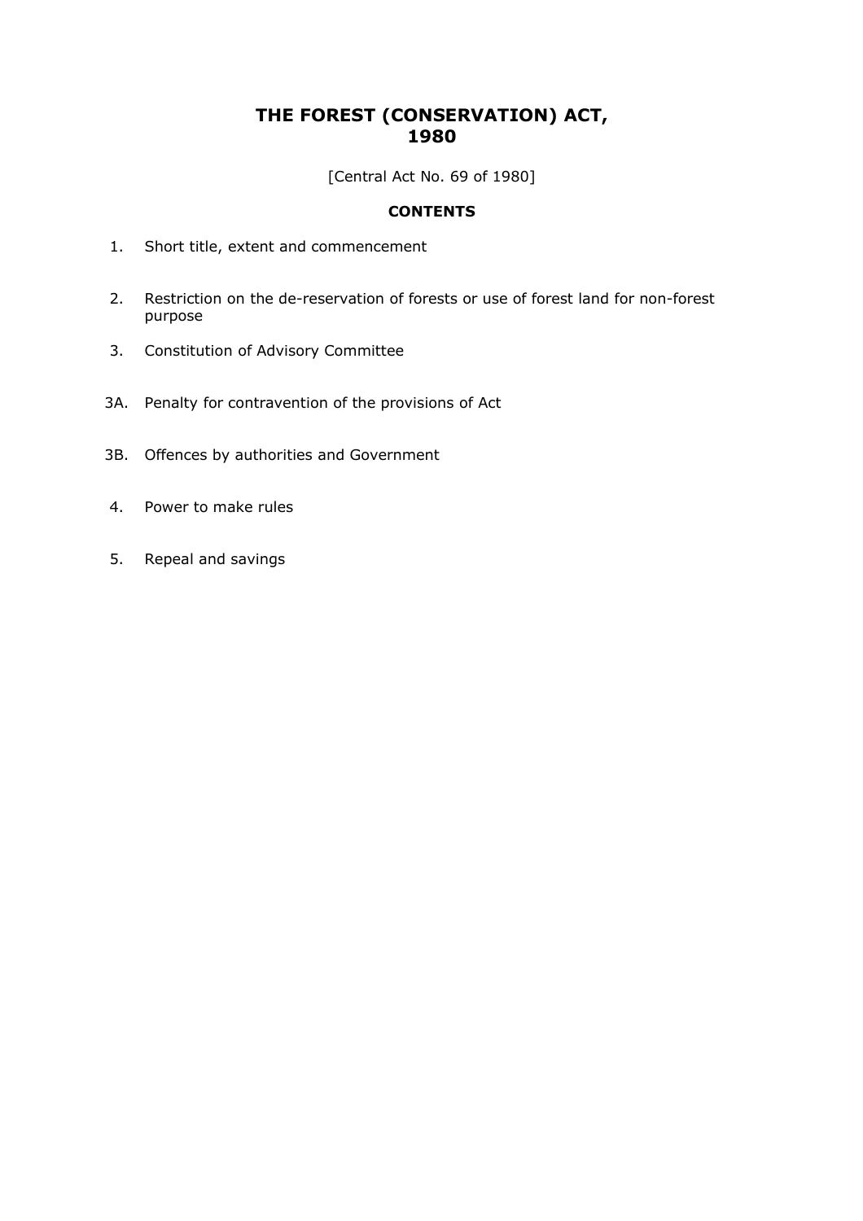# THE FOREST (CONSERVATION) ACT, 1980

[Central Act No. 69 of 1980]

## CONTENTS

1. Short title, extent and commencement
2. Restriction on the de-reservation of forests or use of forest land for non-forest purpose
3. Constitution of Advisory Committee

3A. Penalty for contravention of the provisions of Act

3B. Offences by authorities and Government

4. Power to make rules
5. Repeal and savings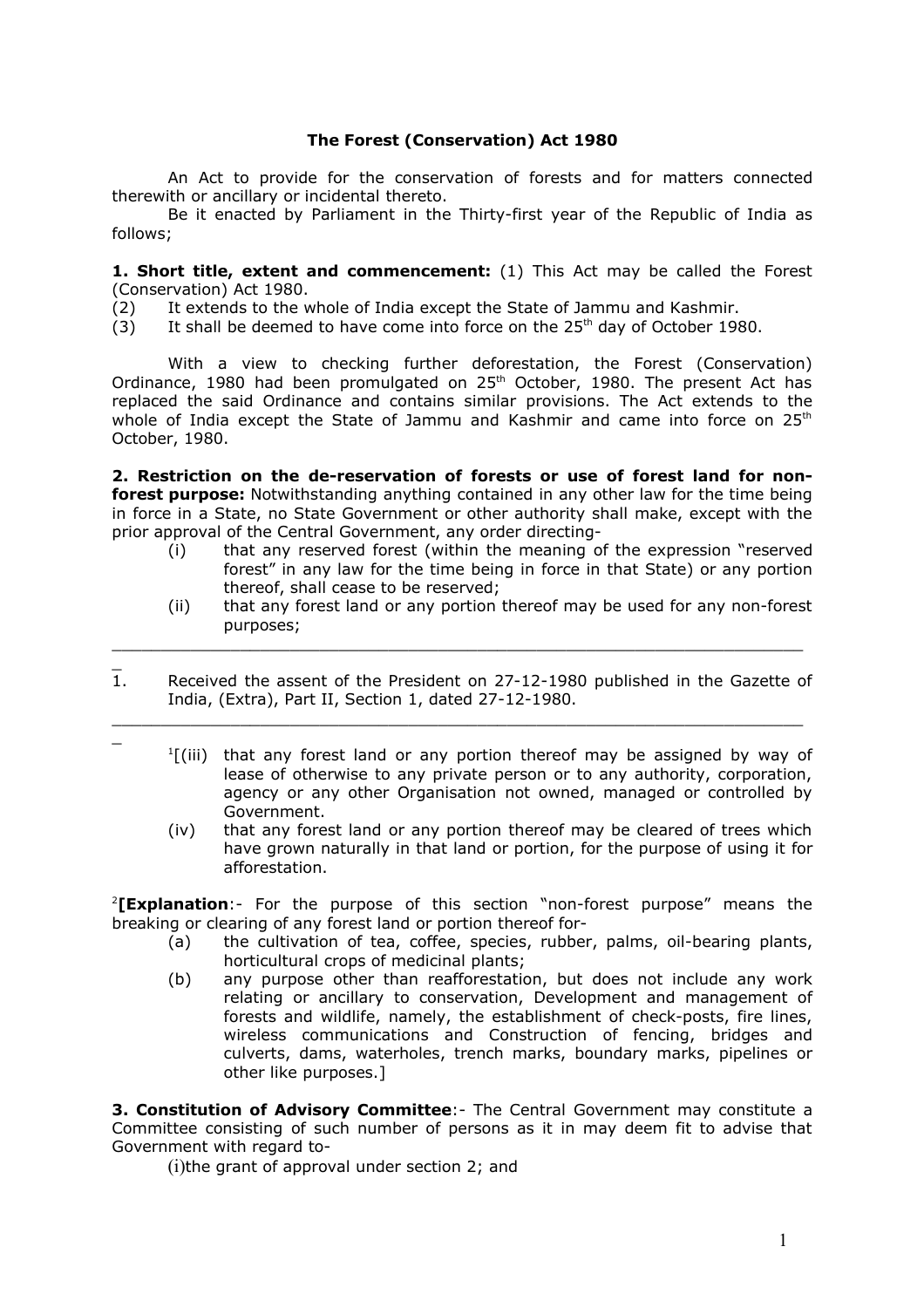**The Forest (Conservation) Act 1980**

An Act to provide for the conservation of forests and for matters connected therewith or ancillary or incidental thereto.

Be it enacted by Parliament in the Thirty-first year of the Republic of India as follows;

**1. Short title, extent and commencement:** (1) This Act may be called the Forest (Conservation) Act 1980.

(2) It extends to the whole of India except the State of Jammu and Kashmir.

(3) It shall be deemed to have come into force on the 25th day of October 1980.

With a view to checking further deforestation, the Forest (Conservation) Ordinance, 1980 had been promulgated on 25th October, 1980. The present Act has replaced the said Ordinance and contains similar provisions. The Act extends to the whole of India except the State of Jammu and Kashmir and came into force on 25th October, 1980.

**2. Restriction on the de-reservation of forests or use of forest land for non-forest purpose:** Notwithstanding anything contained in any other law for the time being in force in a State, no State Government or other authority shall make, except with the prior approval of the Central Government, any order directing-

(i) that any reserved forest (within the meaning of the expression "reserved forest" in any law for the time being in force in that State) or any portion thereof, shall cease to be reserved;

(ii) that any forest land or any portion thereof may be used for any non-forest purposes;

---

1. Received the assent of the President on 27-12-1980 published in the Gazette of India, (Extra), Part II, Section 1, dated 27-12-1980.

---

[1][(iii) that any forest land or any portion thereof may be assigned by way of lease of otherwise to any private person or to any authority, corporation, agency or any other Organisation not owned, managed or controlled by Government.

(iv) that any forest land or any portion thereof may be cleared of trees which have grown naturally in that land or portion, for the purpose of using it for afforestation.

[2]**[Explanation**:- For the purpose of this section "non-forest purpose" means the breaking or clearing of any forest land or portion thereof for-

(a) the cultivation of tea, coffee, species, rubber, palms, oil-bearing plants, horticultural crops of medicinal plants;

(b) any purpose other than reafforestation, but does not include any work relating or ancillary to conservation, Development and management of forests and wildlife, namely, the establishment of check-posts, fire lines, wireless communications and Construction of fencing, bridges and culverts, dams, waterholes, trench marks, boundary marks, pipelines or other like purposes.]

**3. Constitution of Advisory Committee**:- The Central Government may constitute a Committee consisting of such number of persons as it in may deem fit to advise that Government with regard to-

(i)the grant of approval under section 2; and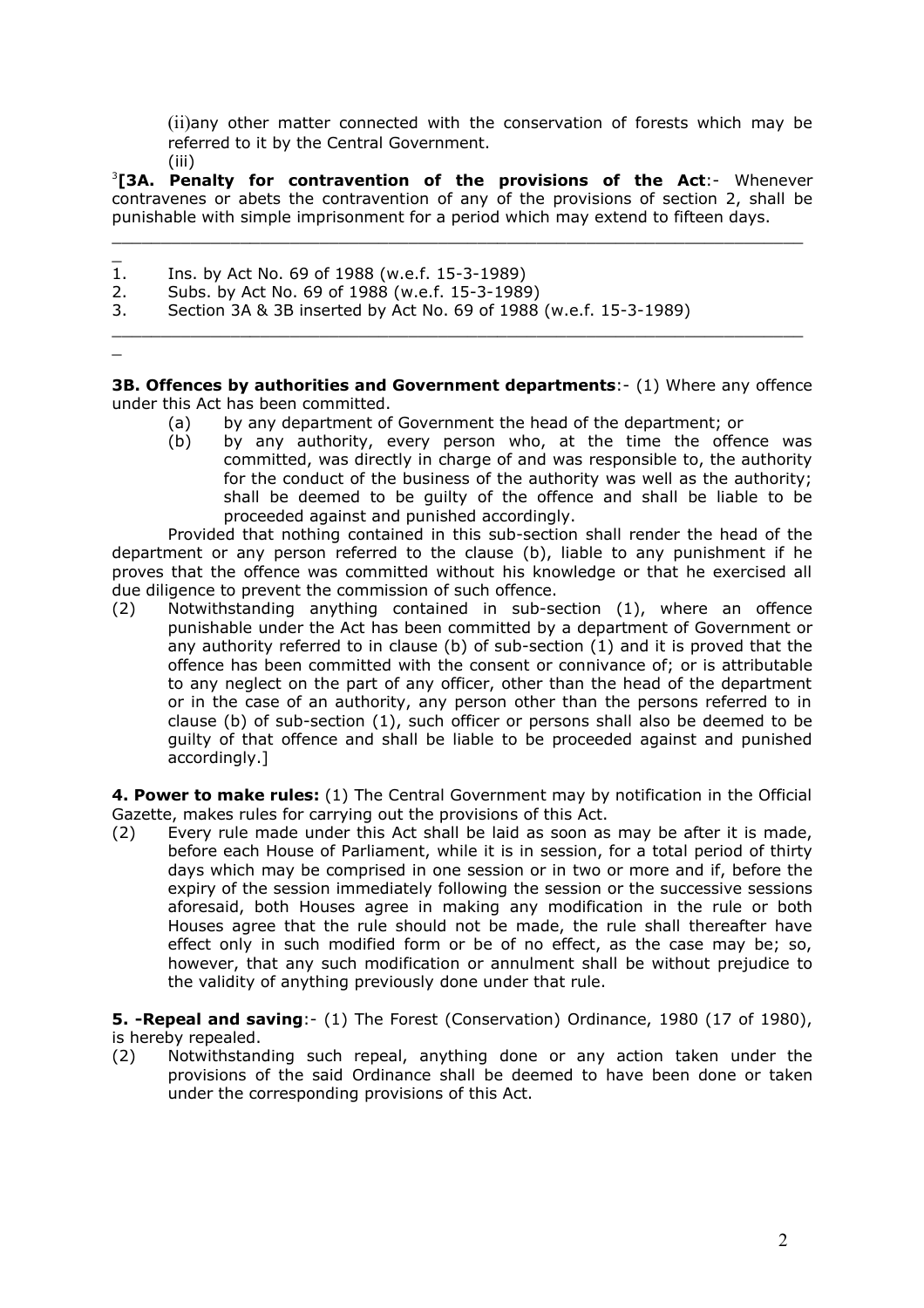(ii)any other matter connected with the conservation of forests which may be referred to it by the Central Government.

(iii)

[3]**[3A. Penalty for contravention of the provisions of the Act**:- Whenever contravenes or abets the contravention of any of the provisions of section 2, shall be punishable with simple imprisonment for a period which may extend to fifteen days.

---

1. Ins. by Act No. 69 of 1988 (w.e.f. 15-3-1989)
2. Subs. by Act No. 69 of 1988 (w.e.f. 15-3-1989)
3. Section 3A & 3B inserted by Act No. 69 of 1988 (w.e.f. 15-3-1989)

---

**3B. Offences by authorities and Government departments**:- (1) Where any offence under this Act has been committed.

(a) by any department of Government the head of the department; or

(b) by any authority, every person who, at the time the offence was committed, was directly in charge of and was responsible to, the authority for the conduct of the business of the authority was well as the authority; shall be deemed to be guilty of the offence and shall be liable to be proceeded against and punished accordingly.

Provided that nothing contained in this sub-section shall render the head of the department or any person referred to the clause (b), liable to any punishment if he proves that the offence was committed without his knowledge or that he exercised all due diligence to prevent the commission of such offence.

(2) Notwithstanding anything contained in sub-section (1), where an offence punishable under the Act has been committed by a department of Government or any authority referred to in clause (b) of sub-section (1) and it is proved that the offence has been committed with the consent or connivance of; or is attributable to any neglect on the part of any officer, other than the head of the department or in the case of an authority, any person other than the persons referred to in clause (b) of sub-section (1), such officer or persons shall also be deemed to be guilty of that offence and shall be liable to be proceeded against and punished accordingly.]

**4. Power to make rules:** (1) The Central Government may by notification in the Official Gazette, makes rules for carrying out the provisions of this Act.

(2) Every rule made under this Act shall be laid as soon as may be after it is made, before each House of Parliament, while it is in session, for a total period of thirty days which may be comprised in one session or in two or more and if, before the expiry of the session immediately following the session or the successive sessions aforesaid, both Houses agree in making any modification in the rule or both Houses agree that the rule should not be made, the rule shall thereafter have effect only in such modified form or be of no effect, as the case may be; so, however, that any such modification or annulment shall be without prejudice to the validity of anything previously done under that rule.

**5. -Repeal and saving**:- (1) The Forest (Conservation) Ordinance, 1980 (17 of 1980), is hereby repealed.

(2) Notwithstanding such repeal, anything done or any action taken under the provisions of the said Ordinance shall be deemed to have been done or taken under the corresponding provisions of this Act.